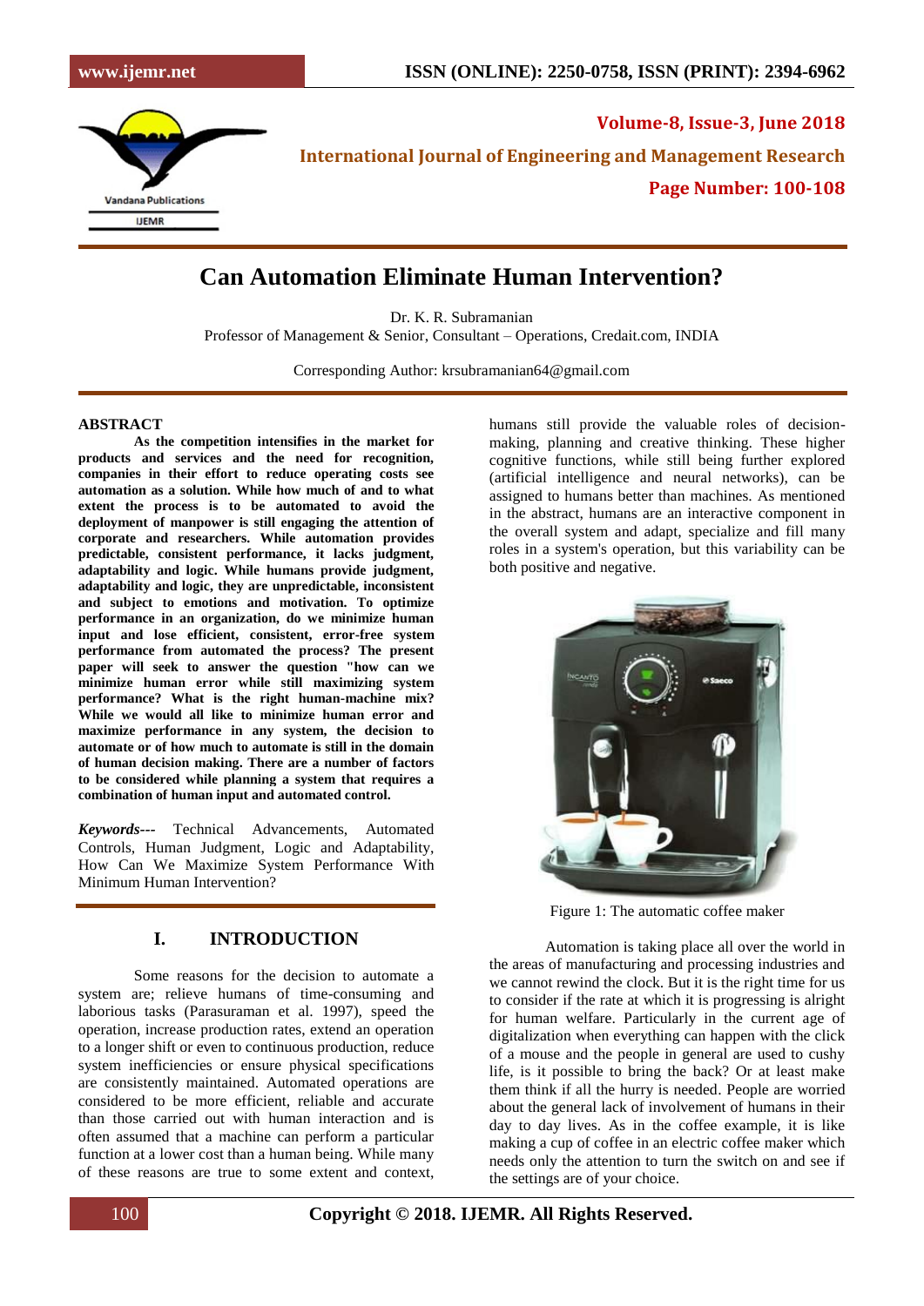# Can Automation Eliminate Human Intervention?

Dr. K. R. Subramanian

Professor of Management & Senior, Consultant – Operations, Credait.com, INDIA

Corresponding Author: krsubramanian64@gmail.com

## ABSTRACT

**As the competition intensifies in the market for products and services and the need for recognition, companies in their effort to reduce operating costs see automation as a solution. While how much of and to what extent the process is to be automated to avoid the deployment of manpower is still engaging the attention of corporate and researchers. While automation provides predictable, consistent performance, it lacks judgment, adaptability and logic. While humans provide judgment, adaptability and logic, they are unpredictable, inconsistent and subject to emotions and motivation. To optimize performance in an organization, do we minimize human input and lose efficient, consistent, error-free system performance from automated the process? The present paper will seek to answer the question "how can we minimize human error while still maximizing system performance? What is the right human-machine mix? While we would all like to minimize human error and maximize performance in any system, the decision to automate or of how much to automate is still in the domain of human decision making. There are a number of factors to be considered while planning a system that requires a combination of human input and automated control.**

***Keywords---*** Technical Advancements, Automated Controls, Human Judgment, Logic and Adaptability, How Can We Maximize System Performance With Minimum Human Intervention?

## I. INTRODUCTION

Some reasons for the decision to automate a system are; relieve humans of time-consuming and laborious tasks (Parasuraman et al. 1997), speed the operation, increase production rates, extend an operation to a longer shift or even to continuous production, reduce system inefficiencies or ensure physical specifications are consistently maintained. Automated operations are considered to be more efficient, reliable and accurate than those carried out with human interaction and is often assumed that a machine can perform a particular function at a lower cost than a human being. While many of these reasons are true to some extent and context, humans still provide the valuable roles of decision-making, planning and creative thinking. These higher cognitive functions, while still being further explored (artificial intelligence and neural networks), can be assigned to humans better than machines. As mentioned in the abstract, humans are an interactive component in the overall system and adapt, specialize and fill many roles in a system's operation, but this variability can be both positive and negative.

Figure 1: The automatic coffee maker

Automation is taking place all over the world in the areas of manufacturing and processing industries and we cannot rewind the clock. But it is the right time for us to consider if the rate at which it is progressing is alright for human welfare. Particularly in the current age of digitalization when everything can happen with the click of a mouse and the people in general are used to cushy life, is it possible to bring the back? Or at least make them think if all the hurry is needed. People are worried about the general lack of involvement of humans in their day to day lives. As in the coffee example, it is like making a cup of coffee in an electric coffee maker which needs only the attention to turn the switch on and see if the settings are of your choice.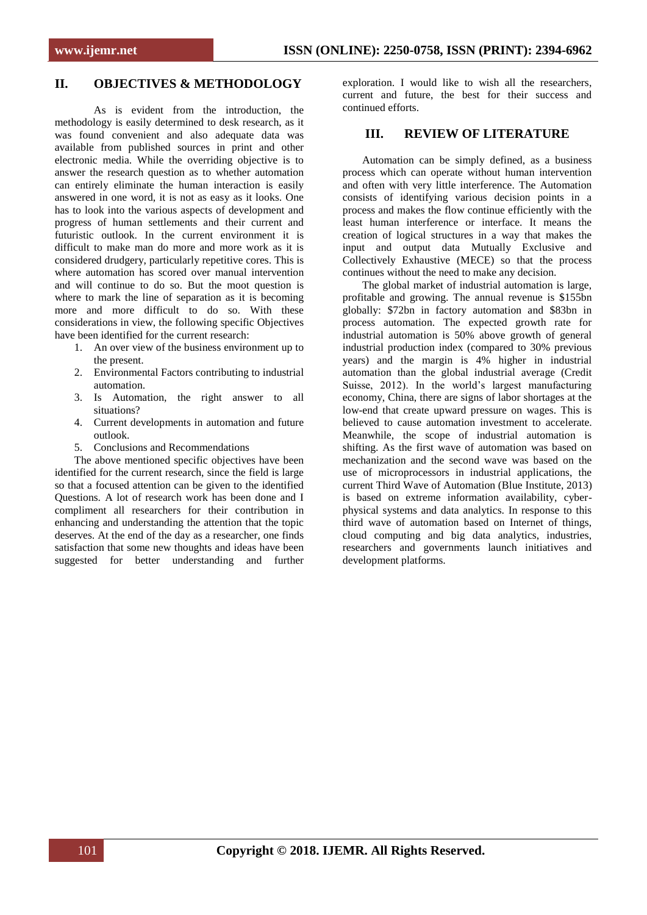## II. OBJECTIVES & METHODOLOGY

As is evident from the introduction, the methodology is easily determined to desk research, as it was found convenient and also adequate data was available from published sources in print and other electronic media. While the overriding objective is to answer the research question as to whether automation can entirely eliminate the human interaction is easily answered in one word, it is not as easy as it looks. One has to look into the various aspects of development and progress of human settlements and their current and futuristic outlook. In the current environment it is difficult to make man do more and more work as it is considered drudgery, particularly repetitive cores. This is where automation has scored over manual intervention and will continue to do so. But the moot question is where to mark the line of separation as it is becoming more and more difficult to do so. With these considerations in view, the following specific Objectives have been identified for the current research:

1. An over view of the business environment up to the present.
2. Environmental Factors contributing to industrial automation.
3. Is Automation, the right answer to all situations?
4. Current developments in automation and future outlook.
5. Conclusions and Recommendations

The above mentioned specific objectives have been identified for the current research, since the field is large so that a focused attention can be given to the identified Questions. A lot of research work has been done and I compliment all researchers for their contribution in enhancing and understanding the attention that the topic deserves. At the end of the day as a researcher, one finds satisfaction that some new thoughts and ideas have been suggested for better understanding and further exploration. I would like to wish all the researchers, current and future, the best for their success and continued efforts.

## III. REVIEW OF LITERATURE

Automation can be simply defined, as a business process which can operate without human intervention and often with very little interference. The Automation consists of identifying various decision points in a process and makes the flow continue efficiently with the least human interference or interface. It means the creation of logical structures in a way that makes the input and output data Mutually Exclusive and Collectively Exhaustive (MECE) so that the process continues without the need to make any decision.

The global market of industrial automation is large, profitable and growing. The annual revenue is $155bn globally: $72bn in factory automation and $83bn in process automation. The expected growth rate for industrial automation is 50% above growth of general industrial production index (compared to 30% previous years) and the margin is 4% higher in industrial automation than the global industrial average (Credit Suisse, 2012). In the world's largest manufacturing economy, China, there are signs of labor shortages at the low-end that create upward pressure on wages. This is believed to cause automation investment to accelerate. Meanwhile, the scope of industrial automation is shifting. As the first wave of automation was based on mechanization and the second wave was based on the use of microprocessors in industrial applications, the current Third Wave of Automation (Blue Institute, 2013) is based on extreme information availability, cyber-physical systems and data analytics. In response to this third wave of automation based on Internet of things, cloud computing and big data analytics, industries, researchers and governments launch initiatives and development platforms.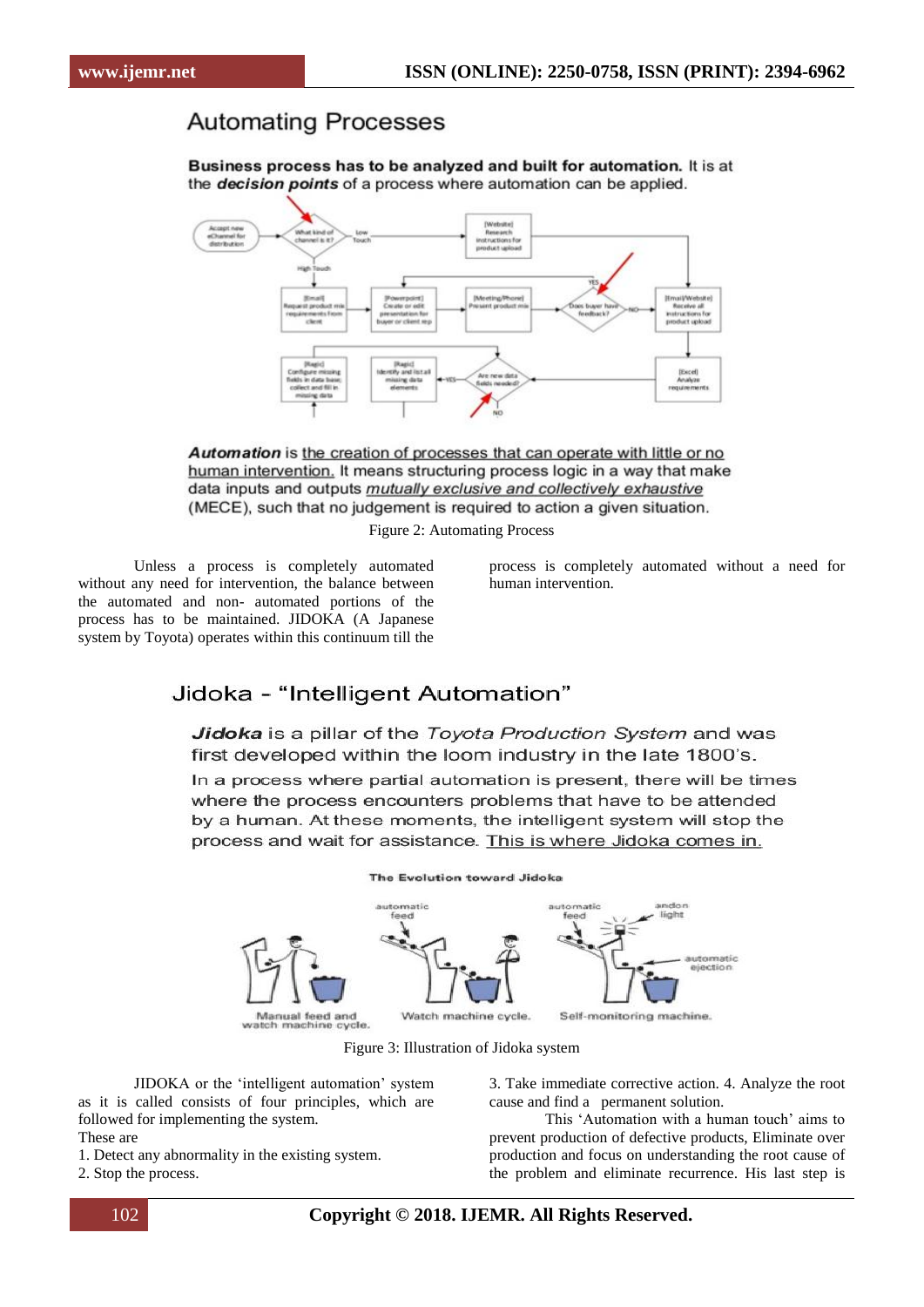## Automating Processes

**Business process has to be analyzed and built for automation.** It is at the ***decision points*** of a process where automation can be applied.

***Automation*** is the creation of processes that can operate with little or no human intervention. It means structuring process logic in a way that make data inputs and outputs *mutually exclusive and collectively exhaustive* (MECE), such that no judgement is required to action a given situation.

Figure 2: Automating Process

Unless a process is completely automated without any need for intervention, the balance between the automated and non- automated portions of the process has to be maintained. JIDOKA (A Japanese system by Toyota) operates within this continuum till the process is completely automated without a need for human intervention.

## Jidoka - "Intelligent Automation"

***Jidoka*** is a pillar of the *Toyota Production System* and was first developed within the loom industry in the late 1800's.

In a process where partial automation is present, there will be times where the process encounters problems that have to be attended by a human. At these moments, the intelligent system will stop the process and wait for assistance. This is where Jidoka comes in.

The Evolution toward Jidoka

Figure 3: Illustration of Jidoka system

JIDOKA or the 'intelligent automation' system as it is called consists of four principles, which are followed for implementing the system.

These are

1. Detect any abnormality in the existing system.
2. Stop the process.
3. Take immediate corrective action.
4. Analyze the root cause and find a permanent solution.

This 'Automation with a human touch' aims to prevent production of defective products, Eliminate over production and focus on understanding the root cause of the problem and eliminate recurrence. His last step is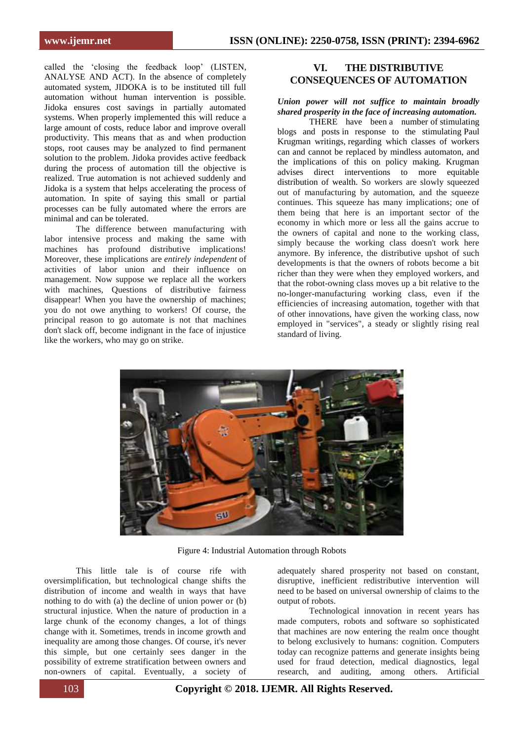called the 'closing the feedback loop' (LISTEN, ANALYSE AND ACT). In the absence of completely automated system, JIDOKA is to be instituted till full automation without human intervention is possible. Jidoka ensures cost savings in partially automated systems. When properly implemented this will reduce a large amount of costs, reduce labor and improve overall productivity. This means that as and when production stops, root causes may be analyzed to find permanent solution to the problem. Jidoka provides active feedback during the process of automation till the objective is realized. True automation is not achieved suddenly and Jidoka is a system that helps accelerating the process of automation. In spite of saying this small or partial processes can be fully automated where the errors are minimal and can be tolerated.

The difference between manufacturing with labor intensive process and making the same with machines has profound distributive implications! Moreover, these implications are *entirely independent* of activities of labor union and their influence on management. Now suppose we replace all the workers with machines, Questions of distributive fairness disappear! When you have the ownership of machines; you do not owe anything to workers! Of course, the principal reason to go automate is not that machines don't slack off, become indignant in the face of injustice like the workers, who may go on strike.

## VI. THE DISTRIBUTIVE CONSEQUENCES OF AUTOMATION

***Union power will not suffice to maintain broadly shared prosperity in the face of increasing automation.***

THERE have been a number of stimulating blogs and posts in response to the stimulating Paul Krugman writings, regarding which classes of workers can and cannot be replaced by mindless automaton, and the implications of this on policy making. Krugman advises direct interventions to more equitable distribution of wealth. So workers are slowly squeezed out of manufacturing by automation, and the squeeze continues. This squeeze has many implications; one of them being that here is an important sector of the economy in which more or less all the gains accrue to the owners of capital and none to the working class, simply because the working class doesn't work here anymore. By inference, the distributive upshot of such developments is that the owners of robots become a bit richer than they were when they employed workers, and that the robot-owning class moves up a bit relative to the no-longer-manufacturing working class, even if the efficiencies of increasing automation, together with that of other innovations, have given the working class, now employed in "services", a steady or slightly rising real standard of living.

Figure 4: Industrial Automation through Robots

This little tale is of course rife with oversimplification, but technological change shifts the distribution of income and wealth in ways that have nothing to do with (a) the decline of union power or (b) structural injustice. When the nature of production in a large chunk of the economy changes, a lot of things change with it. Sometimes, trends in income growth and inequality are among those changes. Of course, it's never this simple, but one certainly sees danger in the possibility of extreme stratification between owners and non-owners of capital. Eventually, a society of adequately shared prosperity not based on constant, disruptive, inefficient redistributive intervention will need to be based on universal ownership of claims to the output of robots.

Technological innovation in recent years has made computers, robots and software so sophisticated that machines are now entering the realm once thought to belong exclusively to humans: cognition. Computers today can recognize patterns and generate insights being used for fraud detection, medical diagnostics, legal research, and auditing, among others. Artificial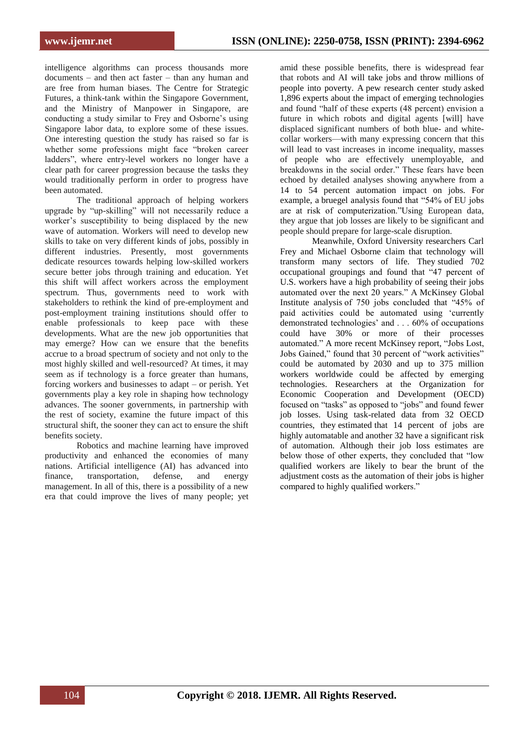intelligence algorithms can process thousands more documents – and then act faster – than any human and are free from human biases. The Centre for Strategic Futures, a think-tank within the Singapore Government, and the Ministry of Manpower in Singapore, are conducting a study similar to Frey and Osborne's using Singapore labor data, to explore some of these issues. One interesting question the study has raised so far is whether some professions might face "broken career ladders", where entry-level workers no longer have a clear path for career progression because the tasks they would traditionally perform in order to progress have been automated.

The traditional approach of helping workers upgrade by "up-skilling" will not necessarily reduce a worker's susceptibility to being displaced by the new wave of automation. Workers will need to develop new skills to take on very different kinds of jobs, possibly in different industries. Presently, most governments dedicate resources towards helping low-skilled workers secure better jobs through training and education. Yet this shift will affect workers across the employment spectrum. Thus, governments need to work with stakeholders to rethink the kind of pre-employment and post-employment training institutions should offer to enable professionals to keep pace with these developments. What are the new job opportunities that may emerge? How can we ensure that the benefits accrue to a broad spectrum of society and not only to the most highly skilled and well-resourced? At times, it may seem as if technology is a force greater than humans, forcing workers and businesses to adapt – or perish. Yet governments play a key role in shaping how technology advances. The sooner governments, in partnership with the rest of society, examine the future impact of this structural shift, the sooner they can act to ensure the shift benefits society.

Robotics and machine learning have improved productivity and enhanced the economies of many nations. Artificial intelligence (AI) has advanced into finance, transportation, defense, and energy management. In all of this, there is a possibility of a new era that could improve the lives of many people; yet amid these possible benefits, there is widespread fear that robots and AI will take jobs and throw millions of people into poverty. A pew research center study asked 1,896 experts about the impact of emerging technologies and found "half of these experts (48 percent) envision a future in which robots and digital agents [will] have displaced significant numbers of both blue- and white-collar workers—with many expressing concern that this will lead to vast increases in income inequality, masses of people who are effectively unemployable, and breakdowns in the social order." These fears have been echoed by detailed analyses showing anywhere from a 14 to 54 percent automation impact on jobs. For example, a bruegel analysis found that "54% of EU jobs are at risk of computerization."Using European data, they argue that job losses are likely to be significant and people should prepare for large-scale disruption.

Meanwhile, Oxford University researchers Carl Frey and Michael Osborne claim that technology will transform many sectors of life. They studied 702 occupational groupings and found that "47 percent of U.S. workers have a high probability of seeing their jobs automated over the next 20 years." A McKinsey Global Institute analysis of 750 jobs concluded that "45% of paid activities could be automated using 'currently demonstrated technologies' and . . . 60% of occupations could have 30% or more of their processes automated." A more recent McKinsey report, "Jobs Lost, Jobs Gained," found that 30 percent of "work activities" could be automated by 2030 and up to 375 million workers worldwide could be affected by emerging technologies. Researchers at the Organization for Economic Cooperation and Development (OECD) focused on "tasks" as opposed to "jobs" and found fewer job losses. Using task-related data from 32 OECD countries, they estimated that 14 percent of jobs are highly automatable and another 32 have a significant risk of automation. Although their job loss estimates are below those of other experts, they concluded that "low qualified workers are likely to bear the brunt of the adjustment costs as the automation of their jobs is higher compared to highly qualified workers."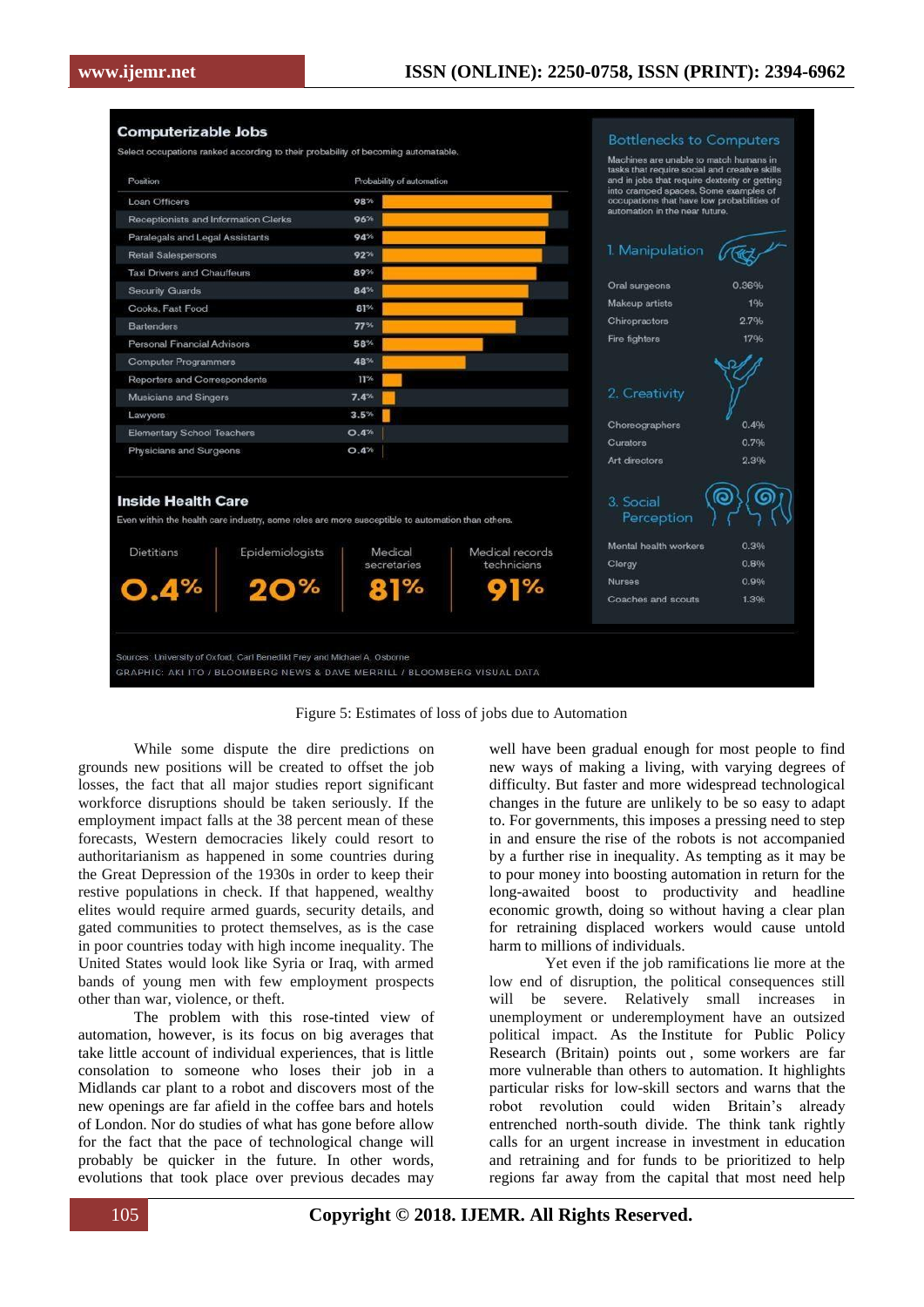## Computerizable Jobs

Select occupations ranked according to their probability of becoming automatable.

| Position | Probability of automation |
|---|---|
| Loan Officers | 98% |
| Receptionists and Information Clerks | 96% |
| Paralegals and Legal Assistants | 94% |
| Retail Salespersons | 92% |
| Taxi Drivers and Chauffeurs | 89% |
| Security Guards | 84% |
| Cooks, Fast Food | 81% |
| Bartenders | 77% |
| Personal Financial Advisors | 58% |
| Computer Programmers | 48% |
| Reporters and Correspondents | 11% |
| Musicians and Singers | 7.4% |
| Lawyers | 3.5% |
| Elementary School Teachers | 0.4% |
| Physicians and Surgeons | 0.4% |

## Bottlenecks to Computers

Machines are unable to match humans in tasks that require social and creative skills and in jobs that require dexterity or getting into cramped spaces. Some examples of occupations that have low probabilities of automation in the near future.

### 1. Manipulation

| Occupation | Probability |
|---|---|
| Oral surgeons | 0.36% |
| Makeup artists | 1% |
| Chiropractors | 2.7% |
| Fire fighters | 17% |

### 2. Creativity

| Occupation | Probability |
|---|---|
| Choreographers | 0.4% |
| Curators | 0.7% |
| Art directors | 2.3% |

### 3. Social Perception

| Occupation | Probability |
|---|---|
| Mental health workers | 0.3% |
| Clergy | 0.8% |
| Nurses | 0.9% |
| Coaches and scouts | 1.3% |

## Inside Health Care

Even within the health care industry, some roles are more susceptible to automation than others.

| Dietitians | Epidemiologists | Medical secretaries | Medical records technicians |
|---|---|---|---|
| 0.4% | 20% | 81% | 91% |

Sources: University of Oxford, Carl Benedikt Frey and Michael A. Osborne

GRAPHIC: AKI ITO / BLOOMBERG NEWS & DAVE MERRILL / BLOOMBERG VISUAL DATA

Figure 5: Estimates of loss of jobs due to Automation

While some dispute the dire predictions on grounds new positions will be created to offset the job losses, the fact that all major studies report significant workforce disruptions should be taken seriously. If the employment impact falls at the 38 percent mean of these forecasts, Western democracies likely could resort to authoritarianism as happened in some countries during the Great Depression of the 1930s in order to keep their restive populations in check. If that happened, wealthy elites would require armed guards, security details, and gated communities to protect themselves, as is the case in poor countries today with high income inequality. The United States would look like Syria or Iraq, with armed bands of young men with few employment prospects other than war, violence, or theft.

The problem with this rose-tinted view of automation, however, is its focus on big averages that take little account of individual experiences, that is little consolation to someone who loses their job in a Midlands car plant to a robot and discovers most of the new openings are far afield in the coffee bars and hotels of London. Nor do studies of what has gone before allow for the fact that the pace of technological change will probably be quicker in the future. In other words, evolutions that took place over previous decades may well have been gradual enough for most people to find new ways of making a living, with varying degrees of difficulty. But faster and more widespread technological changes in the future are unlikely to be so easy to adapt to. For governments, this imposes a pressing need to step in and ensure the rise of the robots is not accompanied by a further rise in inequality. As tempting as it may be to pour money into boosting automation in return for the long-awaited boost to productivity and headline economic growth, doing so without having a clear plan for retraining displaced workers would cause untold harm to millions of individuals.

Yet even if the job ramifications lie more at the low end of disruption, the political consequences still will be severe. Relatively small increases in unemployment or underemployment have an outsized political impact. As the Institute for Public Policy Research (Britain) points out , some workers are far more vulnerable than others to automation. It highlights particular risks for low-skill sectors and warns that the robot revolution could widen Britain's already entrenched north-south divide. The think tank rightly calls for an urgent increase in investment in education and retraining and for funds to be prioritized to help regions far away from the capital that most need help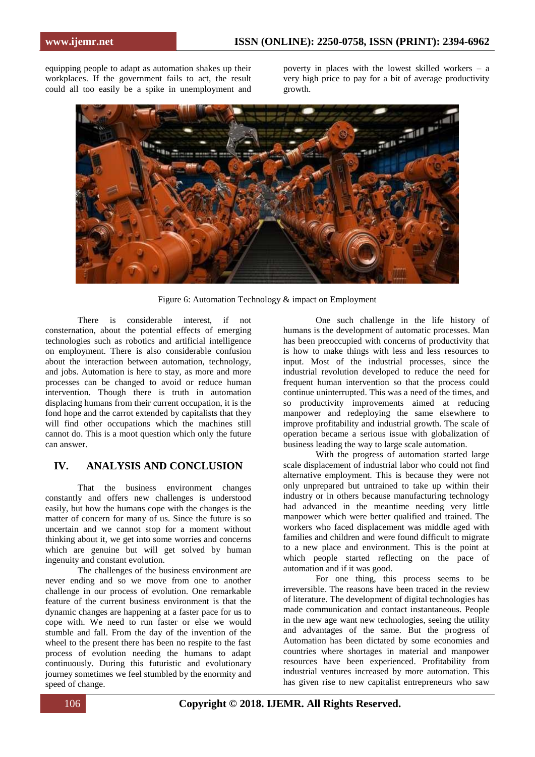equipping people to adapt as automation shakes up their workplaces. If the government fails to act, the result could all too easily be a spike in unemployment and poverty in places with the lowest skilled workers – a very high price to pay for a bit of average productivity growth.

Figure 6: Automation Technology & impact on Employment

There is considerable interest, if not consternation, about the potential effects of emerging technologies such as robotics and artificial intelligence on employment. There is also considerable confusion about the interaction between automation, technology, and jobs. Automation is here to stay, as more and more processes can be changed to avoid or reduce human intervention. Though there is truth in automation displacing humans from their current occupation, it is the fond hope and the carrot extended by capitalists that they will find other occupations which the machines still cannot do. This is a moot question which only the future can answer.

## IV. ANALYSIS AND CONCLUSION

That the business environment changes constantly and offers new challenges is understood easily, but how the humans cope with the changes is the matter of concern for many of us. Since the future is so uncertain and we cannot stop for a moment without thinking about it, we get into some worries and concerns which are genuine but will get solved by human ingenuity and constant evolution.

The challenges of the business environment are never ending and so we move from one to another challenge in our process of evolution. One remarkable feature of the current business environment is that the dynamic changes are happening at a faster pace for us to cope with. We need to run faster or else we would stumble and fall. From the day of the invention of the wheel to the present there has been no respite to the fast process of evolution needing the humans to adapt continuously. During this futuristic and evolutionary journey sometimes we feel stumbled by the enormity and speed of change.

One such challenge in the life history of humans is the development of automatic processes. Man has been preoccupied with concerns of productivity that is how to make things with less and less resources to input. Most of the industrial processes, since the industrial revolution developed to reduce the need for frequent human intervention so that the process could continue uninterrupted. This was a need of the times, and so productivity improvements aimed at reducing manpower and redeploying the same elsewhere to improve profitability and industrial growth. The scale of operation became a serious issue with globalization of business leading the way to large scale automation.

With the progress of automation started large scale displacement of industrial labor who could not find alternative employment. This is because they were not only unprepared but untrained to take up within their industry or in others because manufacturing technology had advanced in the meantime needing very little manpower which were better qualified and trained. The workers who faced displacement was middle aged with families and children and were found difficult to migrate to a new place and environment. This is the point at which people started reflecting on the pace of automation and if it was good.

For one thing, this process seems to be irreversible. The reasons have been traced in the review of literature. The development of digital technologies has made communication and contact instantaneous. People in the new age want new technologies, seeing the utility and advantages of the same. But the progress of Automation has been dictated by some economies and countries where shortages in material and manpower resources have been experienced. Profitability from industrial ventures increased by more automation. This has given rise to new capitalist entrepreneurs who saw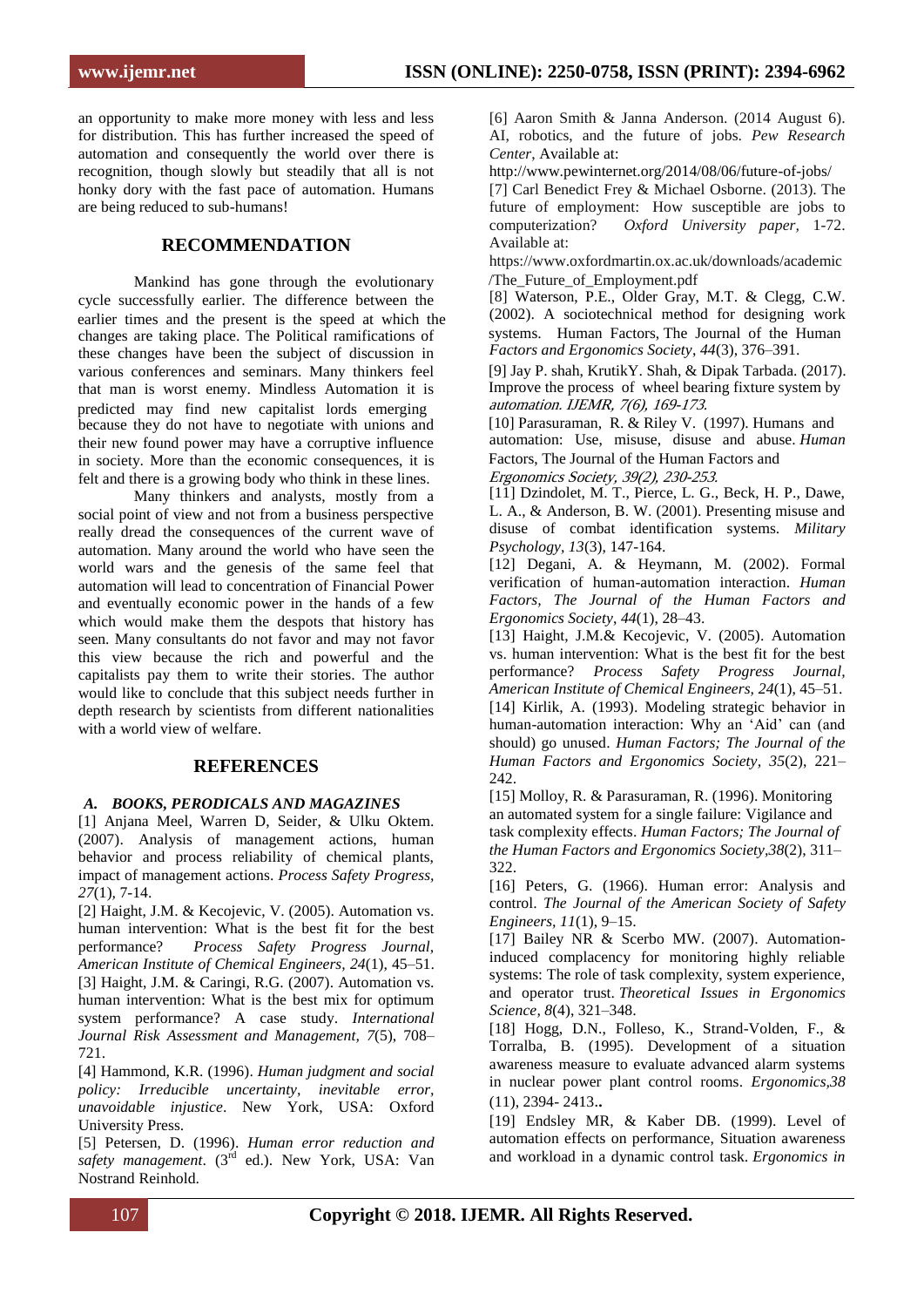an opportunity to make more money with less and less for distribution. This has further increased the speed of automation and consequently the world over there is recognition, though slowly but steadily that all is not honky dory with the fast pace of automation. Humans are being reduced to sub-humans!

## RECOMMENDATION

Mankind has gone through the evolutionary cycle successfully earlier. The difference between the earlier times and the present is the speed at which the changes are taking place. The Political ramifications of these changes have been the subject of discussion in various conferences and seminars. Many thinkers feel that man is worst enemy. Mindless Automation it is predicted may find new capitalist lords emerging because they do not have to negotiate with unions and their new found power may have a corruptive influence in society. More than the economic consequences, it is felt and there is a growing body who think in these lines.

Many thinkers and analysts, mostly from a social point of view and not from a business perspective really dread the consequences of the current wave of automation. Many around the world who have seen the world wars and the genesis of the same feel that automation will lead to concentration of Financial Power and eventually economic power in the hands of a few which would make them the despots that history has seen. Many consultants do not favor and may not favor this view because the rich and powerful and the capitalists pay them to write their stories. The author would like to conclude that this subject needs further in depth research by scientists from different nationalities with a world view of welfare.

## REFERENCES

### *A. BOOKS, PERODICALS AND MAGAZINES*

[1] Anjana Meel, Warren D, Seider, & Ulku Oktem. (2007). Analysis of management actions, human behavior and process reliability of chemical plants, impact of management actions. *Process Safety Progress, 27*(1), 7-14.

[2] Haight, J.M. & Kecojevic, V. (2005). Automation vs. human intervention: What is the best fit for the best performance? *Process Safety Progress Journal, American Institute of Chemical Engineers, 24*(1), 45–51.

[3] Haight, J.M. & Caringi, R.G. (2007). Automation vs. human intervention: What is the best mix for optimum system performance? A case study. *International Journal Risk Assessment and Management, 7*(5), 708–721.

[4] Hammond, K.R. (1996). *Human judgment and social policy: Irreducible uncertainty, inevitable error, unavoidable injustice*. New York, USA: Oxford University Press.

[5] Petersen, D. (1996). *Human error reduction and safety management*. (3rd ed.). New York, USA: Van Nostrand Reinhold.

[6] Aaron Smith & Janna Anderson. (2014 August 6). AI, robotics, and the future of jobs. *Pew Research Center*, Available at: http://www.pewinternet.org/2014/08/06/future-of-jobs/

[7] Carl Benedict Frey & Michael Osborne. (2013). The future of employment: How susceptible are jobs to computerization? *Oxford University paper*, 1-72. Available at: https://www.oxfordmartin.ox.ac.uk/downloads/academic/The_Future_of_Employment.pdf

[8] Waterson, P.E., Older Gray, M.T. & Clegg, C.W. (2002). A sociotechnical method for designing work systems. Human Factors, The Journal of the Human *Factors and Ergonomics Society*, *44*(3), 376–391.

[9] Jay P. shah, KrutikY. Shah, & Dipak Tarbada. (2017). Improve the process of wheel bearing fixture system by *automation. IJEMR, 7(6), 169-173.*

[10] Parasuraman, R. & Riley V. (1997). Humans and automation: Use, misuse, disuse and abuse. *Human* Factors, The Journal of the Human Factors and *Ergonomics Society, 39(2), 230-253.*

[11] Dzindolet, M. T., Pierce, L. G., Beck, H. P., Dawe, L. A., & Anderson, B. W. (2001). Presenting misuse and disuse of combat identification systems. *Military Psychology*, *13*(3), 147-164.

[12] Degani, A. & Heymann, M. (2002). Formal verification of human-automation interaction. *Human Factors, The Journal of the Human Factors and Ergonomics Society*, *44*(1), 28–43.

[13] Haight, J.M.& Kecojevic, V. (2005). Automation vs. human intervention: What is the best fit for the best performance? *Process Safety Progress Journal, American Institute of Chemical Engineers, 24*(1), 45–51.

[14] Kirlik, A. (1993). Modeling strategic behavior in human-automation interaction: Why an 'Aid' can (and should) go unused. *Human Factors; The Journal of the Human Factors and Ergonomics Society*, *35*(2), 221–242.

[15] Molloy, R. & Parasuraman, R. (1996). Monitoring an automated system for a single failure: Vigilance and task complexity effects. *Human Factors; The Journal of the Human Factors and Ergonomics Society,38*(2), 311–322.

[16] Peters, G. (1966). Human error: Analysis and control. *The Journal of the American Society of Safety Engineers, 11*(1), 9–15.

[17] Bailey NR & Scerbo MW. (2007). Automation-induced complacency for monitoring highly reliable systems: The role of task complexity, system experience, and operator trust. *Theoretical Issues in Ergonomics Science*, *8*(4), 321–348.

[18] Hogg, D.N., Folleso, K., Strand-Volden, F., & Torralba, B. (1995). Development of a situation awareness measure to evaluate advanced alarm systems in nuclear power plant control rooms. *Ergonomics,38* (11), 2394- 2413.**.**

[19] Endsley MR, & Kaber DB. (1999). Level of automation effects on performance, Situation awareness and workload in a dynamic control task. *Ergonomics in*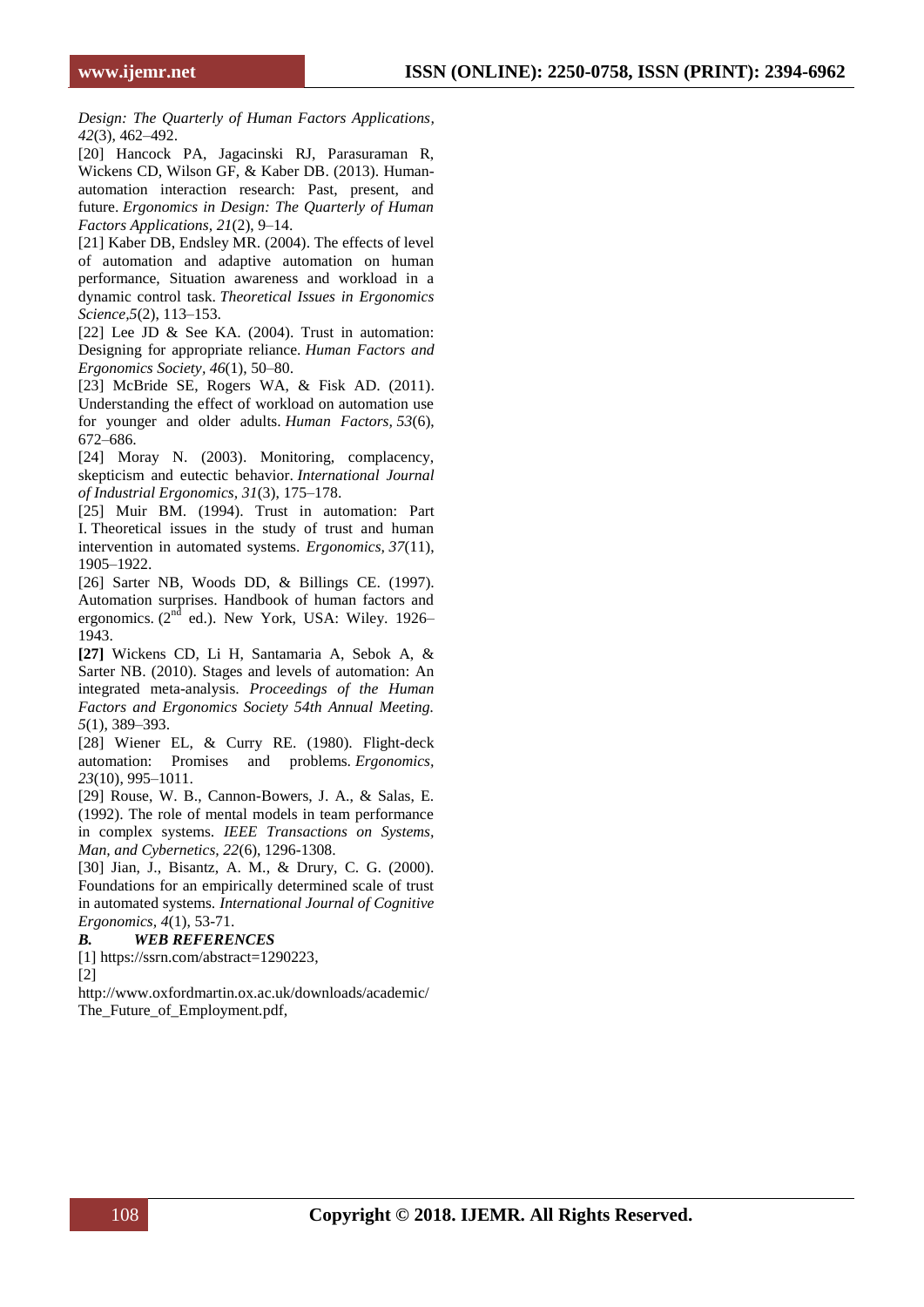*Design: The Quarterly of Human Factors Applications, 42*(3), 462–492.

[20] Hancock PA, Jagacinski RJ, Parasuraman R, Wickens CD, Wilson GF, & Kaber DB. (2013). Human-automation interaction research: Past, present, and future. *Ergonomics in Design: The Quarterly of Human Factors Applications, 21*(2), 9–14.

[21] Kaber DB, Endsley MR. (2004). The effects of level of automation and adaptive automation on human performance, Situation awareness and workload in a dynamic control task. *Theoretical Issues in Ergonomics Science,5*(2), 113–153.

[22] Lee JD & See KA. (2004). Trust in automation: Designing for appropriate reliance. *Human Factors and Ergonomics Society, 46*(1), 50–80.

[23] McBride SE, Rogers WA, & Fisk AD. (2011). Understanding the effect of workload on automation use for younger and older adults. *Human Factors, 53*(6), 672–686.

[24] Moray N. (2003). Monitoring, complacency, skepticism and eutectic behavior. *International Journal of Industrial Ergonomics, 31*(3), 175–178.

[25] Muir BM. (1994). Trust in automation: Part I. Theoretical issues in the study of trust and human intervention in automated systems. *Ergonomics, 37*(11), 1905–1922.

[26] Sarter NB, Woods DD, & Billings CE. (1997). Automation surprises. Handbook of human factors and ergonomics. (2nd ed.). New York, USA: Wiley. 1926–1943.

**[27]** Wickens CD, Li H, Santamaria A, Sebok A, & Sarter NB. (2010). Stages and levels of automation: An integrated meta-analysis. *Proceedings of the Human Factors and Ergonomics Society 54th Annual Meeting. 5*(1), 389–393.

[28] Wiener EL, & Curry RE. (1980). Flight-deck automation: Promises and problems. *Ergonomics, 23*(10), 995–1011.

[29] Rouse, W. B., Cannon-Bowers, J. A., & Salas, E. (1992). The role of mental models in team performance in complex systems. *IEEE Transactions on Systems, Man, and Cybernetics, 22*(6), 1296-1308.

[30] Jian, J., Bisantz, A. M., & Drury, C. G. (2000). Foundations for an empirically determined scale of trust in automated systems. *International Journal of Cognitive Ergonomics, 4*(1), 53-71.

### *B. WEB REFERENCES*

[1] https://ssrn.com/abstract=1290223,

[2] http://www.oxfordmartin.ox.ac.uk/downloads/academic/The_Future_of_Employment.pdf,